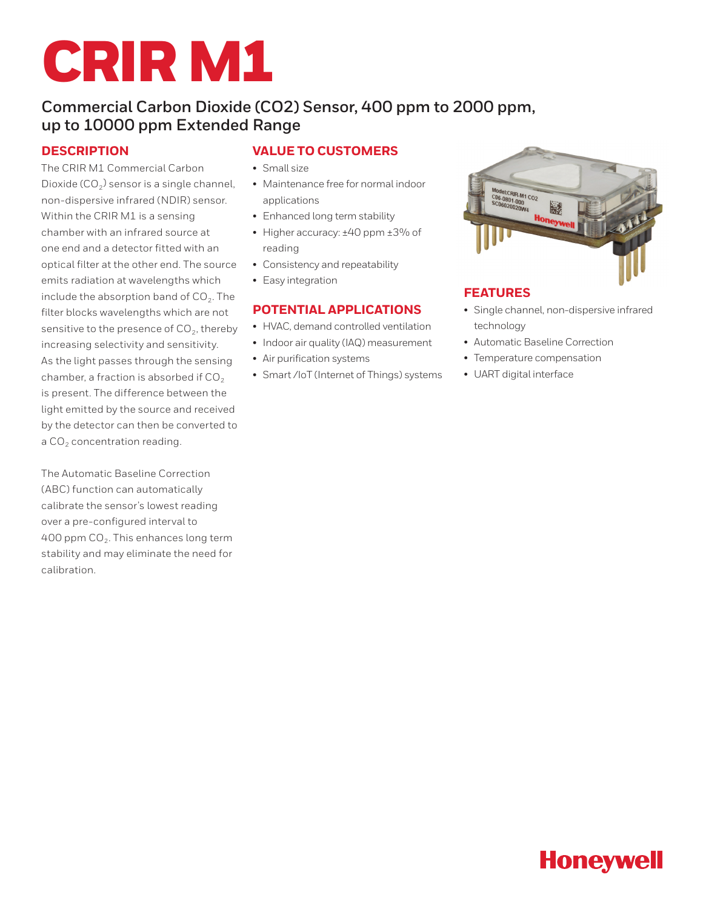# CRIR M1

## Commercial Carbon Dioxide (CO2) Sensor, 400 ppm to 2000 ppm, up to 10000 ppm Extended Range

### DESCRIPTION

The CRIR M1 Commercial Carbon Dioxide ($CO_2$) sensor is a single channel, non-dispersive infrared (NDIR) sensor. Within the CRIR M1 is a sensing chamber with an infrared source at one end and a detector fitted with an optical filter at the other end. The source emits radiation at wavelengths which include the absorption band of $CO_2$. The filter blocks wavelengths which are not sensitive to the presence of $CO_2$, thereby increasing selectivity and sensitivity. As the light passes through the sensing chamber, a fraction is absorbed if $CO_2$ is present. The difference between the light emitted by the source and received by the detector can then be converted to a $CO_2$ concentration reading.

The Automatic Baseline Correction (ABC) function can automatically calibrate the sensor's lowest reading over a pre-configured interval to 400 ppm $CO_2$. This enhances long term stability and may eliminate the need for calibration.

### VALUE TO CUSTOMERS

- Small size
- Maintenance free for normal indoor applications
- Enhanced long term stability
- Higher accuracy: ±40 ppm ±3% of reading
- Consistency and repeatability
- Easy integration

### POTENTIAL APPLICATIONS

- HVAC, demand controlled ventilation
- Indoor air quality (IAQ) measurement
- Air purification systems
- Smart /IoT (Internet of Things) systems

### FEATURES

- Single channel, non-dispersive infrared technology
- Automatic Baseline Correction
- Temperature compensation
- UART digital interface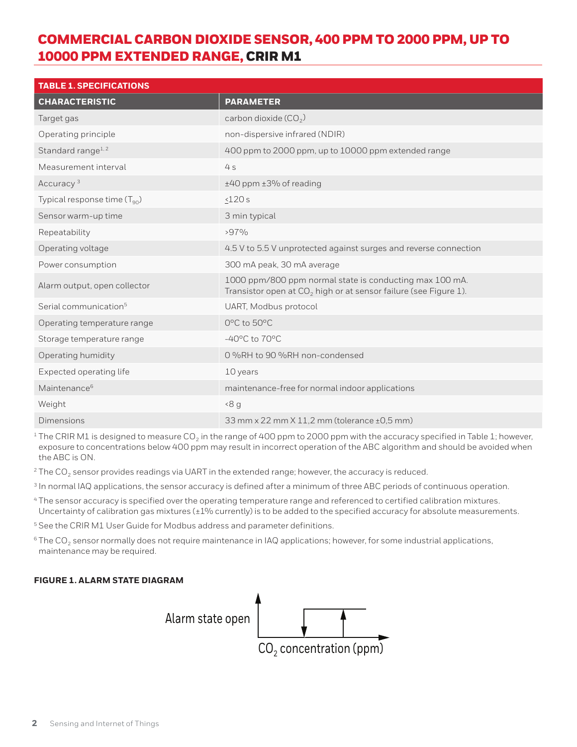# COMMERCIAL CARBON DIOXIDE SENSOR, 400 PPM TO 2000 PPM, UP TO 10000 PPM EXTENDED RANGE, CRIR M1

| TABLE 1. SPECIFICATIONS | |
|---|---|
| **CHARACTERISTIC** | **PARAMETER** |
| Target gas | carbon dioxide ($CO_2$) |
| Operating principle | non-dispersive infrared (NDIR) |
| Standard range[1, 2] | 400 ppm to 2000 ppm, up to 10000 ppm extended range |
| Measurement interval | 4 s |
| Accuracy [3] | ±40 ppm ±3% of reading |
| Typical response time ($T_{90}$) | ≤120 s |
| Sensor warm-up time | 3 min typical |
| Repeatability | >97% |
| Operating voltage | 4.5 V to 5.5 V unprotected against surges and reverse connection |
| Power consumption | 300 mA peak, 30 mA average |
| Alarm output, open collector | 1000 ppm/800 ppm normal state is conducting max 100 mA. Transistor open at $CO_2$ high or at sensor failure (see Figure 1). |
| Serial communication[5] | UART, Modbus protocol |
| Operating temperature range | 0°C to 50°C |
| Storage temperature range | -40°C to 70°C |
| Operating humidity | 0 %RH to 90 %RH non-condensed |
| Expected operating life | 10 years |
| Maintenance[6] | maintenance-free for normal indoor applications |
| Weight | <8 g |
| Dimensions | 33 mm x 22 mm X 11,2 mm (tolerance ±0,5 mm) |

[1] The CRIR M1 is designed to measure $CO_2$ in the range of 400 ppm to 2000 ppm with the accuracy specified in Table 1; however, exposure to concentrations below 400 ppm may result in incorrect operation of the ABC algorithm and should be avoided when the ABC is ON.

[2] The $CO_2$ sensor provides readings via UART in the extended range; however, the accuracy is reduced.

[3] In normal IAQ applications, the sensor accuracy is defined after a minimum of three ABC periods of continuous operation.

[4] The sensor accuracy is specified over the operating temperature range and referenced to certified calibration mixtures. Uncertainty of calibration gas mixtures (±1% currently) is to be added to the specified accuracy for absolute measurements.

[5] See the CRIR M1 User Guide for Modbus address and parameter definitions.

[6] The $CO_2$ sensor normally does not require maintenance in IAQ applications; however, for some industrial applications, maintenance may be required.

**FIGURE 1. ALARM STATE DIAGRAM**

Alarm state open

$CO_2$ concentration (ppm)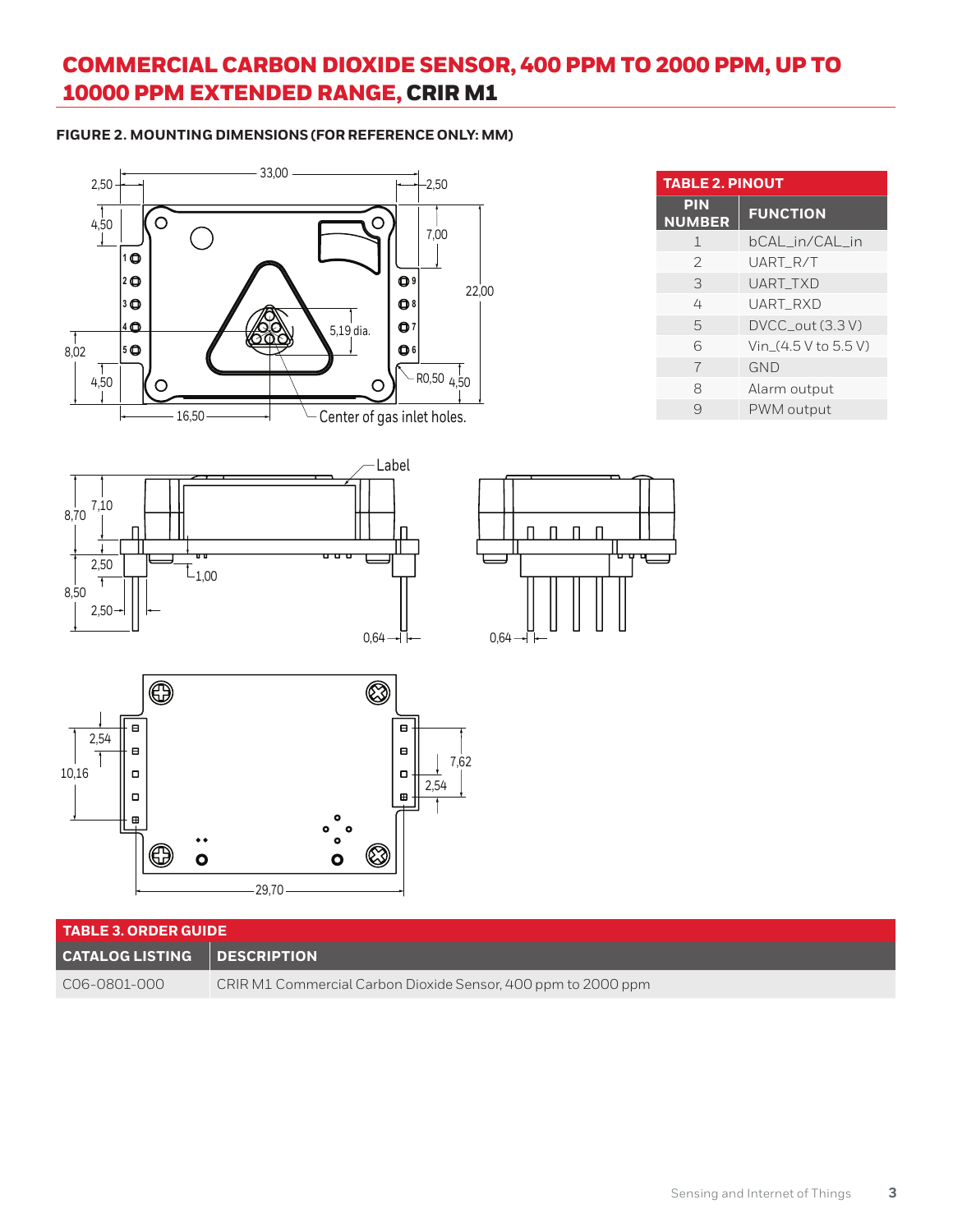# COMMERCIAL CARBON DIOXIDE SENSOR, 400 PPM TO 2000 PPM, UP TO 10000 PPM EXTENDED RANGE, CRIR M1

**FIGURE 2. MOUNTING DIMENSIONS (FOR REFERENCE ONLY: MM)**

33,00 | 2,50 | 2,50 | 4,50 | 7,00 | 22,00 | 5,19 dia. | 8,02 | 4,50 | R0,50 | 4,50 | 16,50 | Center of gas inlet holes.

Label | 8,70 | 7,10 | 2,50 | 1,00 | 8,50 | 2,50 | 0,64 | 0,64

2,54 | 10,16 | 7,62 | 2,54 | 29,70

**TABLE 2. PINOUT**

| PIN NUMBER | FUNCTION |
| --- | --- |
| 1 | bCAL_in/CAL_in |
| 2 | UART_R/T |
| 3 | UART_TXD |
| 4 | UART_RXD |
| 5 | DVCC_out (3.3 V) |
| 6 | Vin_(4.5 V to 5.5 V) |
| 7 | GND |
| 8 | Alarm output |
| 9 | PWM output |

**TABLE 3. ORDER GUIDE**

| CATALOG LISTING | DESCRIPTION |
| --- | --- |
| C06-0801-000 | CRIR M1 Commercial Carbon Dioxide Sensor, 400 ppm to 2000 ppm |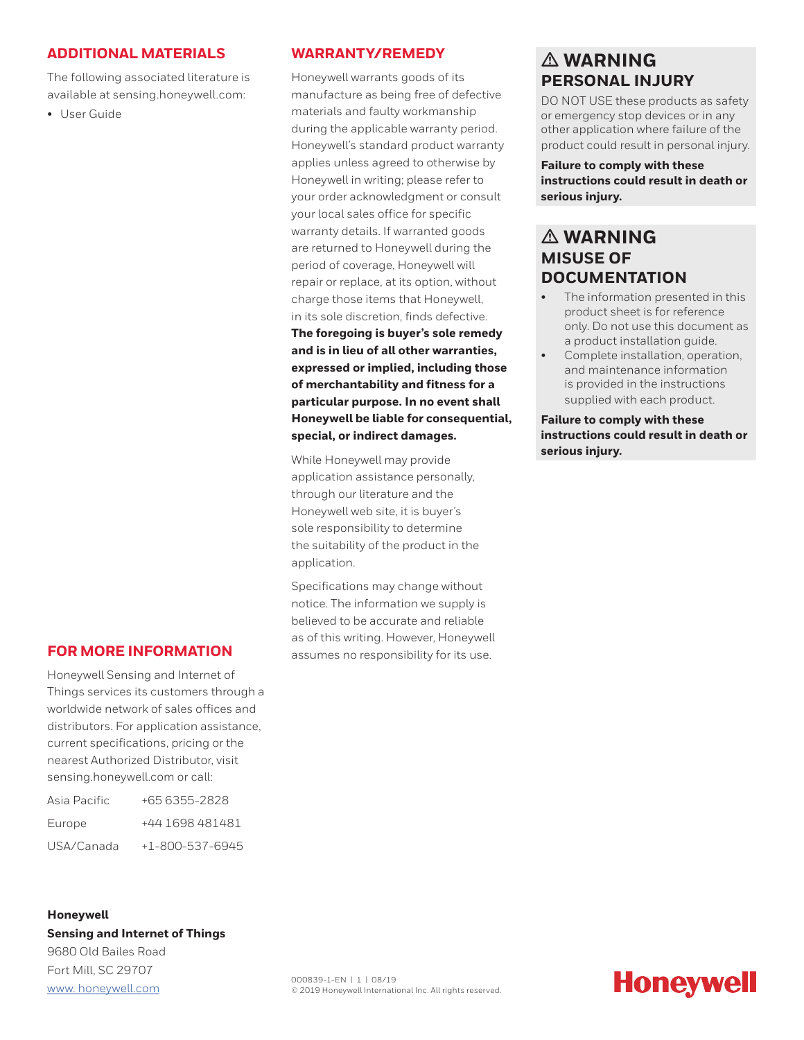## ADDITIONAL MATERIALS

The following associated literature is available at sensing.honeywell.com:

- User Guide

## FOR MORE INFORMATION

Honeywell Sensing and Internet of Things services its customers through a worldwide network of sales offices and distributors. For application assistance, current specifications, pricing or the nearest Authorized Distributor, visit sensing.honeywell.com or call:

| | |
|---|---|
| Asia Pacific | +65 6355-2828 |
| Europe | +44 1698 481481 |
| USA/Canada | +1-800-537-6945 |

## WARRANTY/REMEDY

Honeywell warrants goods of its manufacture as being free of defective materials and faulty workmanship during the applicable warranty period. Honeywell's standard product warranty applies unless agreed to otherwise by Honeywell in writing; please refer to your order acknowledgment or consult your local sales office for specific warranty details. If warranted goods are returned to Honeywell during the period of coverage, Honeywell will repair or replace, at its option, without charge those items that Honeywell, in its sole discretion, finds defective. **The foregoing is buyer's sole remedy and is in lieu of all other warranties, expressed or implied, including those of merchantability and fitness for a particular purpose. In no event shall Honeywell be liable for consequential, special, or indirect damages.**

While Honeywell may provide application assistance personally, through our literature and the Honeywell web site, it is buyer's sole responsibility to determine the suitability of the product in the application.

Specifications may change without notice. The information we supply is believed to be accurate and reliable as of this writing. However, Honeywell assumes no responsibility for its use.

## ⚠ WARNING PERSONAL INJURY

DO NOT USE these products as safety or emergency stop devices or in any other application where failure of the product could result in personal injury.

**Failure to comply with these instructions could result in death or serious injury.**

## ⚠ WARNING MISUSE OF DOCUMENTATION

- The information presented in this product sheet is for reference only. Do not use this document as a product installation guide.
- Complete installation, operation, and maintenance information is provided in the instructions supplied with each product.

**Failure to comply with these instructions could result in death or serious injury.**

**Honeywell**
**Sensing and Internet of Things**
9680 Old Bailes Road
Fort Mill, SC 29707
www. honeywell.com

000839-1-EN | 1 | 08/19
© 2019 Honeywell International Inc. All rights reserved.

Honeywell